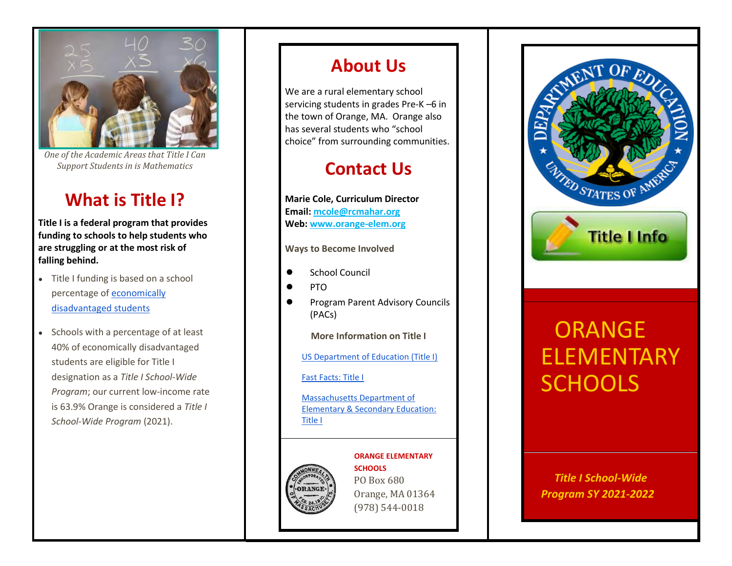*One of the Academic Areas that Title I Can Support Students in is Mathematics*

## What is Title I?

**Title I is a federal program that provides funding to schools to help students who are struggling or at the most risk of falling behind.**

- Title I funding is based on a school percentage of [economically disadvantaged students]
- Schools with a percentage of at least 40% of economically disadvantaged students are eligible for Title I designation as a *Title I School-Wide Program*; our current low-income rate is 63.9% Orange is considered a *Title I School-Wide Program* (2021).

## About Us

We are a rural elementary school servicing students in grades Pre-K –6 in the town of Orange, MA. Orange also has several students who "school choice" from surrounding communities.

## Contact Us

**Marie Cole, Curriculum Director**
**Email: mcole@rcmahar.org**
**Web: www.orange-elem.org**

**Ways to Become Involved**

- School Council
- PTO
- Program Parent Advisory Councils (PACs)

**More Information on Title I**

US Department of Education (Title I)

Fast Facts: Title I

Massachusetts Department of Elementary & Secondary Education: Title I

**ORANGE ELEMENTARY SCHOOLS**
PO Box 680
Orange, MA 01364
(978) 544-0018

Title I Info

# ORANGE ELEMENTARY SCHOOLS

***Title I School-Wide Program SY 2021-2022***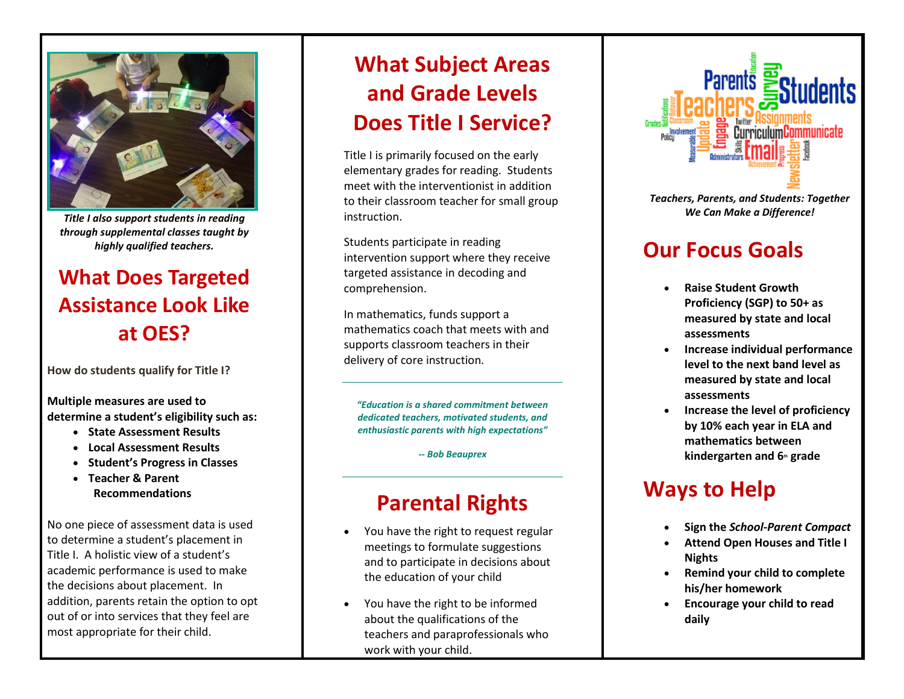*Title I also support students in reading through supplemental classes taught by highly qualified teachers.*

## What Does Targeted Assistance Look Like at OES?

**How do students qualify for Title I?**

**Multiple measures are used to determine a student's eligibility such as:**

- **State Assessment Results**
- **Local Assessment Results**
- **Student's Progress in Classes**
- **Teacher & Parent Recommendations**

No one piece of assessment data is used to determine a student's placement in Title I. A holistic view of a student's academic performance is used to make the decisions about placement. In addition, parents retain the option to opt out of or into services that they feel are most appropriate for their child.

## What Subject Areas and Grade Levels Does Title I Service?

Title I is primarily focused on the early elementary grades for reading. Students meet with the interventionist in addition to their classroom teacher for small group instruction.

Students participate in reading intervention support where they receive targeted assistance in decoding and comprehension.

In mathematics, funds support a mathematics coach that meets with and supports classroom teachers in their delivery of core instruction.

---

*"Education is a shared commitment between dedicated teachers, motivated students, and enthusiastic parents with high expectations"*

*-- Bob Beauprex*

---

## Parental Rights

- You have the right to request regular meetings to formulate suggestions and to participate in decisions about the education of your child
- You have the right to be informed about the qualifications of the teachers and paraprofessionals who work with your child.

*Teachers, Parents, and Students: Together We Can Make a Difference!*

## Our Focus Goals

- **Raise Student Growth Proficiency (SGP) to 50+ as measured by state and local assessments**
- **Increase individual performance level to the next band level as measured by state and local assessments**
- **Increase the level of proficiency by 10% each year in ELA and mathematics between kindergarten and 6th grade**

## Ways to Help

- **Sign the *School-Parent Compact***
- **Attend Open Houses and Title I Nights**
- **Remind your child to complete his/her homework**
- **Encourage your child to read daily**